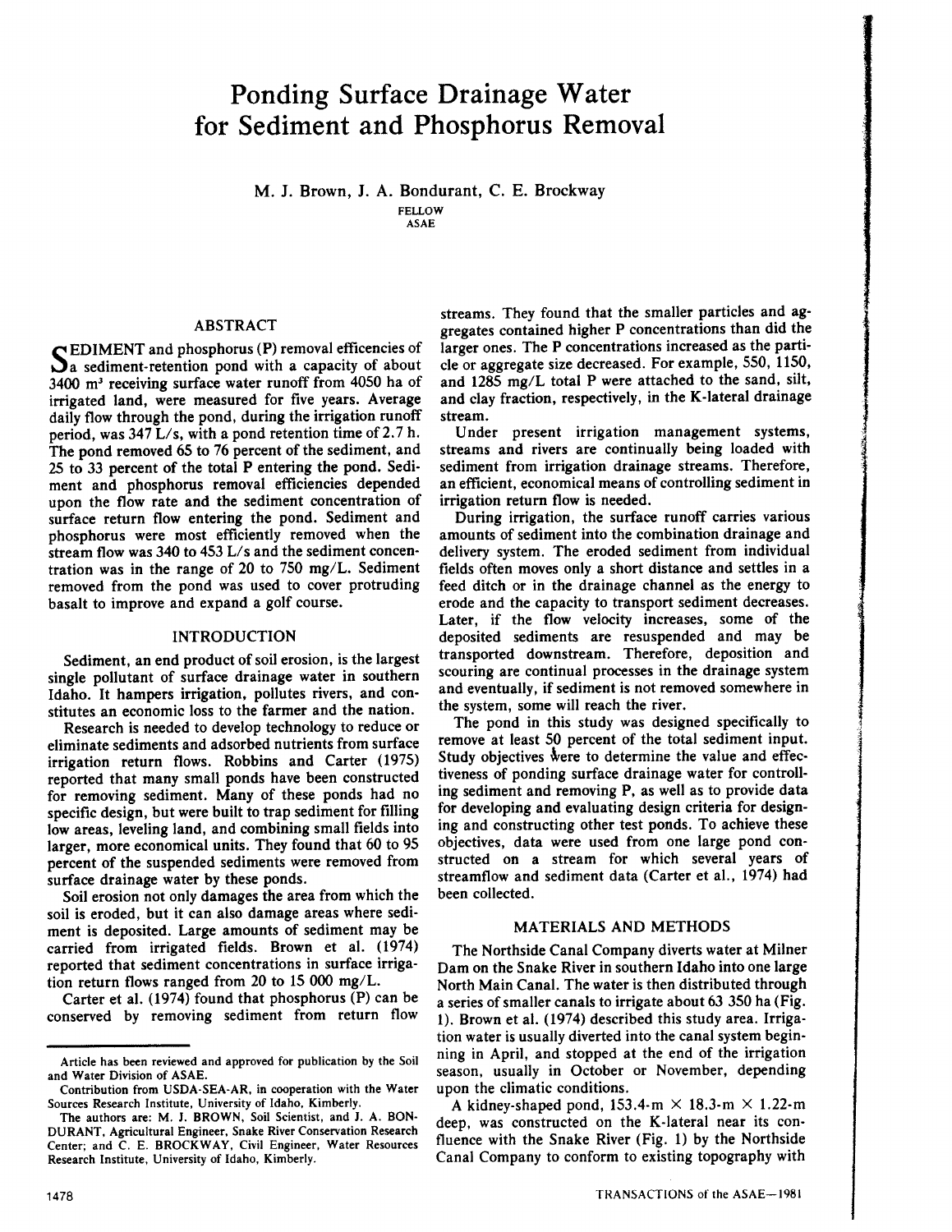# Ponding Surface Drainage Water for Sediment and Phosphorus Removal

M. J. Brown, J. A. Bondurant, C. E. Brockway

FELLOW
ASAE

## ABSTRACT

SEDIMENT and phosphorus (P) removal efficencies of a sediment-retention pond with a capacity of about 3400 $m^3$ receiving surface water runoff from 4050 ha of irrigated land, were measured for five years. Average daily flow through the pond, during the irrigation runoff period, was 347 L/s, with a pond retention time of 2.7 h. The pond removed 65 to 76 percent of the sediment, and 25 to 33 percent of the total P entering the pond. Sediment and phosphorus removal efficiencies depended upon the flow rate and the sediment concentration of surface return flow entering the pond. Sediment and phosphorus were most efficiently removed when the stream flow was 340 to 453 L/s and the sediment concentration was in the range of 20 to 750 mg/L. Sediment removed from the pond was used to cover protruding basalt to improve and expand a golf course.

## INTRODUCTION

Sediment, an end product of soil erosion, is the largest single pollutant of surface drainage water in southern Idaho. It hampers irrigation, pollutes rivers, and constitutes an economic loss to the farmer and the nation.

Research is needed to develop technology to reduce or eliminate sediments and adsorbed nutrients from surface irrigation return flows. Robbins and Carter (1975) reported that many small ponds have been constructed for removing sediment. Many of these ponds had no specific design, but were built to trap sediment for filling low areas, leveling land, and combining small fields into larger, more economical units. They found that 60 to 95 percent of the suspended sediments were removed from surface drainage water by these ponds.

Soil erosion not only damages the area from which the soil is eroded, but it can also damage areas where sediment is deposited. Large amounts of sediment may be carried from irrigated fields. Brown et al. (1974) reported that sediment concentrations in surface irrigation return flows ranged from 20 to 15 000 mg/L.

Carter et al. (1974) found that phosphorus (P) can be conserved by removing sediment from return flow streams. They found that the smaller particles and aggregates contained higher P concentrations than did the larger ones. The P concentrations increased as the particle or aggregate size decreased. For example, 550, 1150, and 1285 mg/L total P were attached to the sand, silt, and clay fraction, respectively, in the K-lateral drainage stream.

Under present irrigation management systems, streams and rivers are continually being loaded with sediment from irrigation drainage streams. Therefore, an efficient, economical means of controlling sediment in irrigation return flow is needed.

During irrigation, the surface runoff carries various amounts of sediment into the combination drainage and delivery system. The eroded sediment from individual fields often moves only a short distance and settles in a feed ditch or in the drainage channel as the energy to erode and the capacity to transport sediment decreases. Later, if the flow velocity increases, some of the deposited sediments are resuspended and may be transported downstream. Therefore, deposition and scouring are continual processes in the drainage system and eventually, if sediment is not removed somewhere in the system, some will reach the river.

The pond in this study was designed specifically to remove at least 50 percent of the total sediment input. Study objectives were to determine the value and effectiveness of ponding surface drainage water for controlling sediment and removing P, as well as to provide data for developing and evaluating design criteria for designing and constructing other test ponds. To achieve these objectives, data were used from one large pond constructed on a stream for which several years of streamflow and sediment data (Carter et al., 1974) had been collected.

## MATERIALS AND METHODS

The Northside Canal Company diverts water at Milner Dam on the Snake River in southern Idaho into one large North Main Canal. The water is then distributed through a series of smaller canals to irrigate about 63 350 ha (Fig. 1). Brown et al. (1974) described this study area. Irrigation water is usually diverted into the canal system beginning in April, and stopped at the end of the irrigation season, usually in October or November, depending upon the climatic conditions.

A kidney-shaped pond, 153.4-m × 18.3-m × 1.22-m deep, was constructed on the K-lateral near its confluence with the Snake River (Fig. 1) by the Northside Canal Company to conform to existing topography with

---

Article has been reviewed and approved for publication by the Soil and Water Division of ASAE.

Contribution from USDA-SEA-AR, in cooperation with the Water Sources Research Institute, University of Idaho, Kimberly.

The authors are: M. J. BROWN, Soil Scientist, and J. A. BONDURANT, Agricultural Engineer, Snake River Conservation Research Center; and C. E. BROCKWAY, Civil Engineer, Water Resources Research Institute, University of Idaho, Kimberly.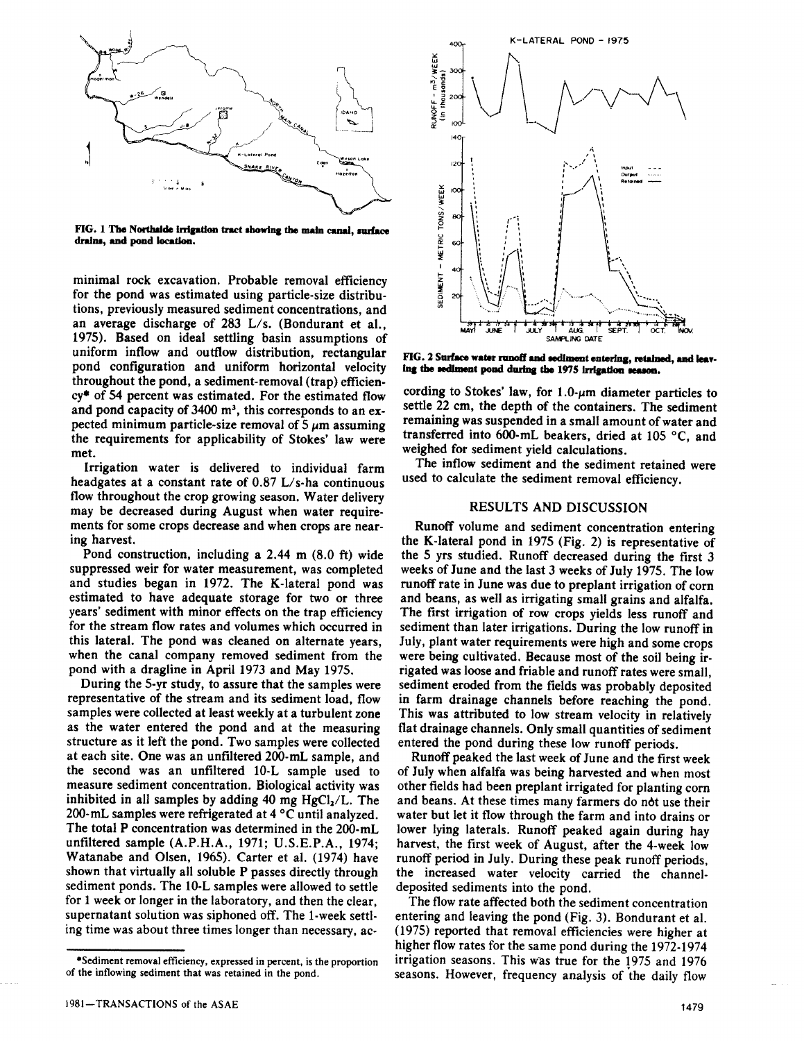FIG. 1 The Northside irrigation tract showing the main canal, surface drains, and pond location.

minimal rock excavation. Probable removal efficiency for the pond was estimated using particle-size distributions, previously measured sediment concentrations, and an average discharge of 283 L/s. (Bondurant et al., 1975). Based on ideal settling basin assumptions of uniform inflow and outflow distribution, rectangular pond configuration and uniform horizontal velocity throughout the pond, a sediment-removal (trap) efficiency* of 54 percent was estimated. For the estimated flow and pond capacity of 3400 $m^3$, this corresponds to an expected minimum particle-size removal of 5 μm assuming the requirements for applicability of Stokes' law were met.

Irrigation water is delivered to individual farm headgates at a constant rate of 0.87 L/s-ha continuous flow throughout the crop growing season. Water delivery may be decreased during August when water requirements for some crops decrease and when crops are nearing harvest.

Pond construction, including a 2.44 m (8.0 ft) wide suppressed weir for water measurement, was completed and studies began in 1972. The K-lateral pond was estimated to have adequate storage for two or three years' sediment with minor effects on the trap efficiency for the stream flow rates and volumes which occurred in this lateral. The pond was cleaned on alternate years, when the canal company removed sediment from the pond with a dragline in April 1973 and May 1975.

During the 5-yr study, to assure that the samples were representative of the stream and its sediment load, flow samples were collected at least weekly at a turbulent zone as the water entered the pond and at the measuring structure as it left the pond. Two samples were collected at each site. One was an unfiltered 200-mL sample, and the second was an unfiltered 10-L sample used to measure sediment concentration. Biological activity was inhibited in all samples by adding 40 mg $HgCl_2$/L. The 200-mL samples were refrigerated at 4 °C until analyzed. The total P concentration was determined in the 200-mL unfiltered sample (A.P.H.A., 1971; U.S.E.P.A., 1974; Watanabe and Olsen, 1965). Carter et al. (1974) have shown that virtually all soluble P passes directly through sediment ponds. The 10-L samples were allowed to settle for 1 week or longer in the laboratory, and then the clear, supernatant solution was siphoned off. The 1-week settling time was about three times longer than necessary, according to Stokes' law, for 1.0-μm diameter particles to settle 22 cm, the depth of the containers. The sediment remaining was suspended in a small amount of water and transferred into 600-mL beakers, dried at 105 °C, and weighed for sediment yield calculations.

The inflow sediment and the sediment retained were used to calculate the sediment removal efficiency.

*Sediment removal efficiency, expressed in percent, is the proportion of the inflowing sediment that was retained in the pond.

FIG. 2 Surface water runoff and sediment entering, retained, and leaving the sediment pond during the 1975 irrigation season.

## RESULTS AND DISCUSSION

Runoff volume and sediment concentration entering the K-lateral pond in 1975 (Fig. 2) is representative of the 5 yrs studied. Runoff decreased during the first 3 weeks of June and the last 3 weeks of July 1975. The low runoff rate in June was due to preplant irrigation of corn and beans, as well as irrigating small grains and alfalfa. The first irrigation of row crops yields less runoff and sediment than later irrigations. During the low runoff in July, plant water requirements were high and some crops were being cultivated. Because most of the soil being irrigated was loose and friable and runoff rates were small, sediment eroded from the fields was probably deposited in farm drainage channels before reaching the pond. This was attributed to low stream velocity in relatively flat drainage channels. Only small quantities of sediment entered the pond during these low runoff periods.

Runoff peaked the last week of June and the first week of July when alfalfa was being harvested and when most other fields had been preplant irrigated for planting corn and beans. At these times many farmers do not use their water but let it flow through the farm and into drains or lower lying laterals. Runoff peaked again during hay harvest, the first week of August, after the 4-week low runoff period in July. During these peak runoff periods, the increased water velocity carried the channel-deposited sediments into the pond.

The flow rate affected both the sediment concentration entering and leaving the pond (Fig. 3). Bondurant et al. (1975) reported that removal efficiencies were higher at higher flow rates for the same pond during the 1972-1974 irrigation seasons. This was true for the 1975 and 1976 seasons. However, frequency analysis of the daily flow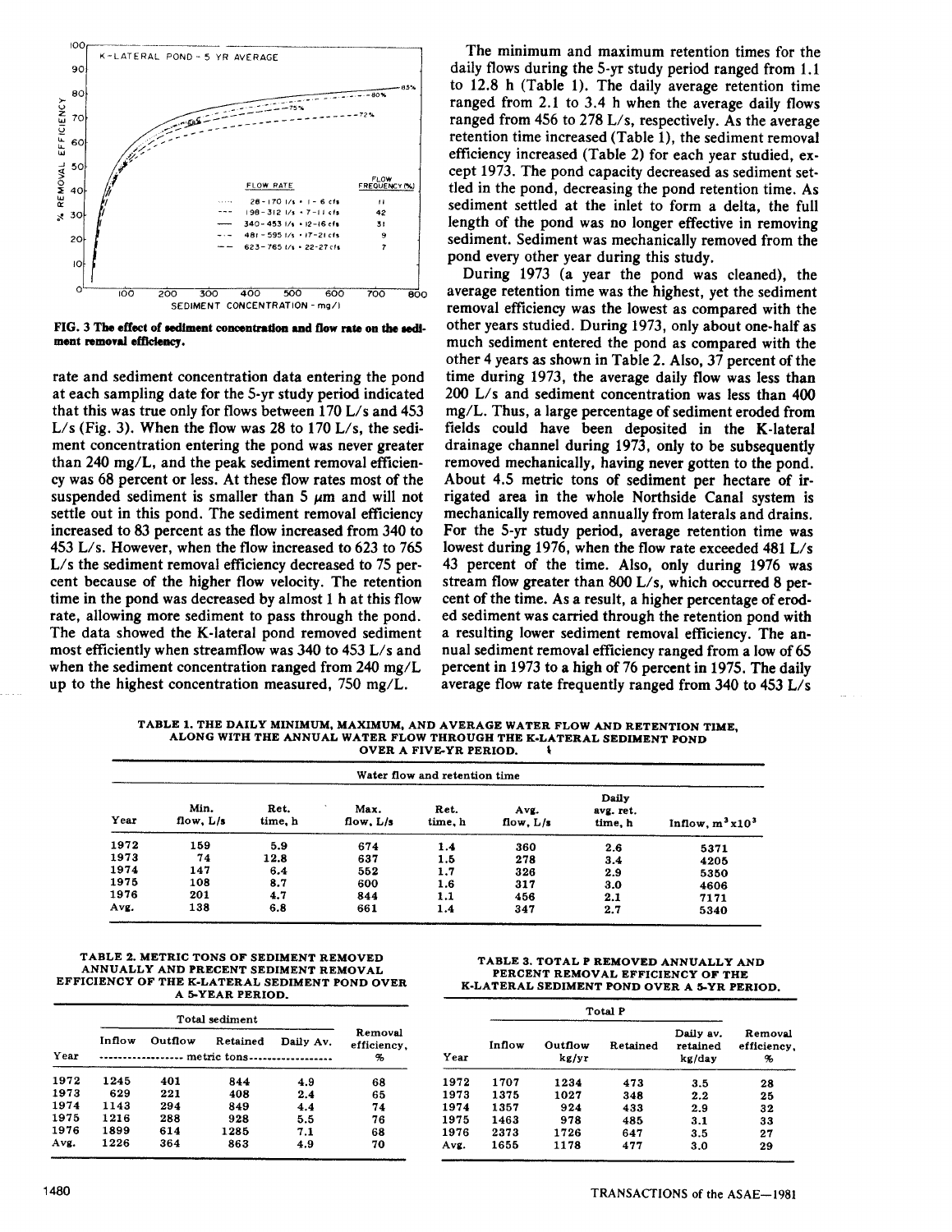FIG. 3 The effect of sediment concentration and flow rate on the sediment removal efficiency.

rate and sediment concentration data entering the pond at each sampling date for the 5-yr study period indicated that this was true only for flows between 170 L/s and 453 L/s (Fig. 3). When the flow was 28 to 170 L/s, the sediment concentration entering the pond was never greater than 240 mg/L, and the peak sediment removal efficiency was 68 percent or less. At these flow rates most of the suspended sediment is smaller than 5 μm and will not settle out in this pond. The sediment removal efficiency increased to 83 percent as the flow increased from 340 to 453 L/s. However, when the flow increased to 623 to 765 L/s the sediment removal efficiency decreased to 75 percent because of the higher flow velocity. The retention time in the pond was decreased by almost 1 h at this flow rate, allowing more sediment to pass through the pond. The data showed the K-lateral pond removed sediment most efficiently when streamflow was 340 to 453 L/s and when the sediment concentration ranged from 240 mg/L up to the highest concentration measured, 750 mg/L.

The minimum and maximum retention times for the daily flows during the 5-yr study period ranged from 1.1 to 12.8 h (Table 1). The daily average retention time ranged from 2.1 to 3.4 h when the average daily flows ranged from 456 to 278 L/s, respectively. As the average retention time increased (Table 1), the sediment removal efficiency increased (Table 2) for each year studied, except 1973. The pond capacity decreased as sediment settled in the pond, decreasing the pond retention time. As sediment settled at the inlet to form a delta, the full length of the pond was no longer effective in removing sediment. Sediment was mechanically removed from the pond every other year during this study.

During 1973 (a year the pond was cleaned), the average retention time was the highest, yet the sediment removal efficiency was the lowest as compared with the other years studied. During 1973, only about one-half as much sediment entered the pond as compared with the other 4 years as shown in Table 2. Also, 37 percent of the time during 1973, the average daily flow was less than 200 L/s and sediment concentration was less than 400 mg/L. Thus, a large percentage of sediment eroded from fields could have been deposited in the K-lateral drainage channel during 1973, only to be subsequently removed mechanically, having never gotten to the pond. About 4.5 metric tons of sediment per hectare of irrigated area in the whole Northside Canal system is mechanically removed annually from laterals and drains. For the 5-yr study period, average retention time was lowest during 1976, when the flow rate exceeded 481 L/s 43 percent of the time. Also, only during 1976 was stream flow greater than 800 L/s, which occurred 8 percent of the time. As a result, a higher percentage of eroded sediment was carried through the retention pond with a resulting lower sediment removal efficiency. The annual sediment removal efficiency ranged from a low of 65 percent in 1973 to a high of 76 percent in 1975. The daily average flow rate frequently ranged from 340 to 453 L/s

TABLE 1. THE DAILY MINIMUM, MAXIMUM, AND AVERAGE WATER FLOW AND RETENTION TIME, ALONG WITH THE ANNUAL WATER FLOW THROUGH THE K-LATERAL SEDIMENT POND OVER A FIVE-YR PERIOD.

| | Water flow and retention time | | | | | | |
|---|---|---|---|---|---|---|---|
| Year | Min. flow, L/s | Ret. time, h | Max. flow, L/s | Ret. time, h | Avg. flow, L/s | Daily avg. ret. time, h | Inflow, $m^3 x 10^3$ |
| 1972 | 159 | 5.9 | 674 | 1.4 | 360 | 2.6 | 5371 |
| 1973 | 74 | 12.8 | 637 | 1.5 | 278 | 3.4 | 4205 |
| 1974 | 147 | 6.4 | 552 | 1.7 | 326 | 2.9 | 5350 |
| 1975 | 108 | 8.7 | 600 | 1.6 | 317 | 3.0 | 4606 |
| 1976 | 201 | 4.7 | 844 | 1.1 | 456 | 2.1 | 7171 |
| Avg. | 138 | 6.8 | 661 | 1.4 | 347 | 2.7 | 5340 |

TABLE 2. METRIC TONS OF SEDIMENT REMOVED ANNUALLY AND PRECENT SEDIMENT REMOVAL EFFICIENCY OF THE K-LATERAL SEDIMENT POND OVER A 5-YEAR PERIOD.

| | Total sediment | | | | |
|---|---|---|---|---|---|
| | Inflow | Outflow | Retained | Daily Av. | Removal efficiency, |
| Year | metric tons | | | | % |
| 1972 | 1245 | 401 | 844 | 4.9 | 68 |
| 1973 | 629 | 221 | 408 | 2.4 | 65 |
| 1974 | 1143 | 294 | 849 | 4.4 | 74 |
| 1975 | 1216 | 288 | 928 | 5.5 | 76 |
| 1976 | 1899 | 614 | 1285 | 7.1 | 68 |
| Avg. | 1226 | 364 | 863 | 4.9 | 70 |

TABLE 3. TOTAL P REMOVED ANNUALLY AND PERCENT REMOVAL EFFICIENCY OF THE K-LATERAL SEDIMENT POND OVER A 5-YR PERIOD.

| | Total P | | | | |
|---|---|---|---|---|---|
| Year | Inflow | Outflow kg/yr | Retained | Daily av. retained kg/day | Removal efficiency, % |
| 1972 | 1707 | 1234 | 473 | 3.5 | 28 |
| 1973 | 1375 | 1027 | 348 | 2.2 | 25 |
| 1974 | 1357 | 924 | 433 | 2.9 | 32 |
| 1975 | 1463 | 978 | 485 | 3.1 | 33 |
| 1976 | 2373 | 1726 | 647 | 3.5 | 27 |
| Avg. | 1655 | 1178 | 477 | 3.0 | 29 |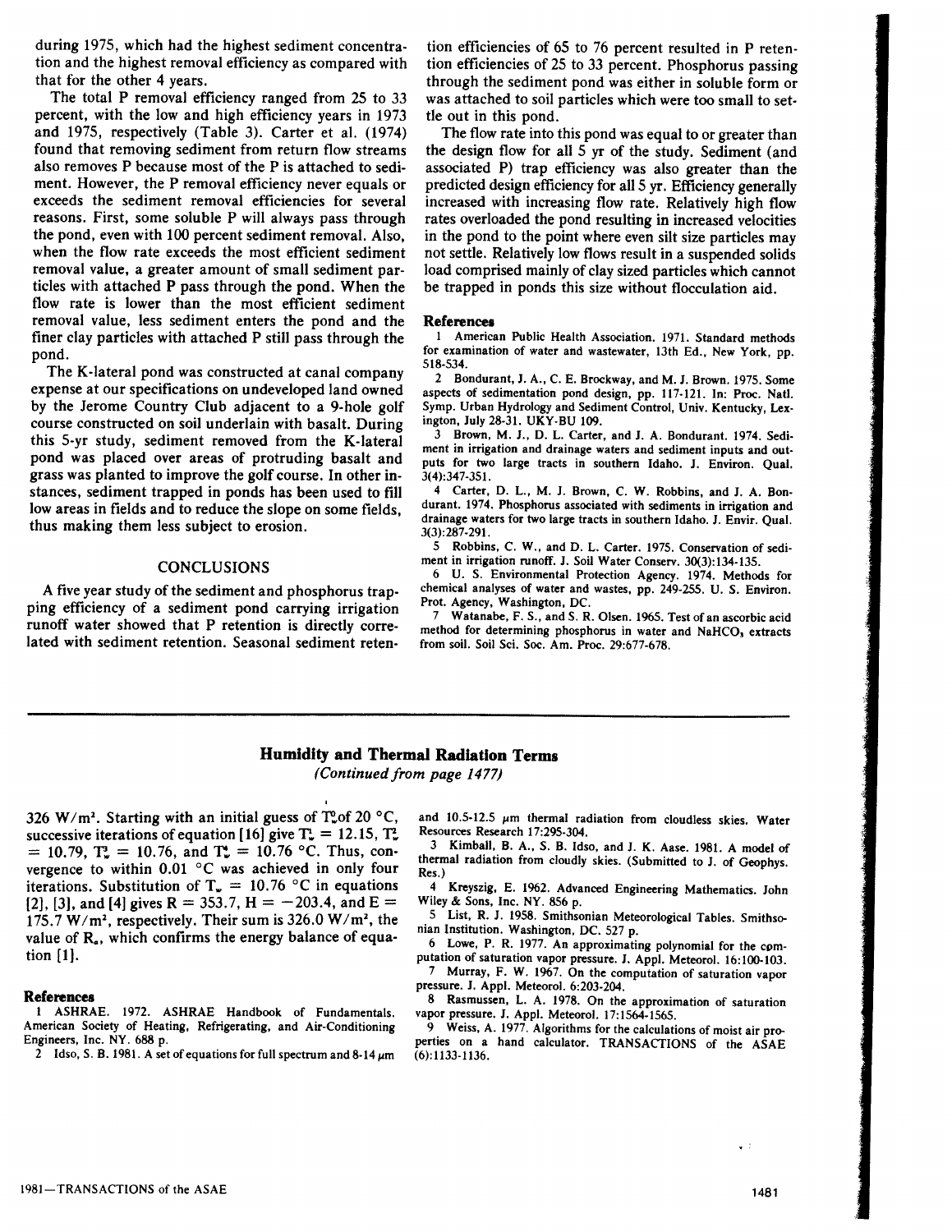during 1975, which had the highest sediment concentration and the highest removal efficiency as compared with that for the other 4 years.

The total P removal efficiency ranged from 25 to 33 percent, with the low and high efficiency years in 1973 and 1975, respectively (Table 3). Carter et al. (1974) found that removing sediment from return flow streams also removes P because most of the P is attached to sediment. However, the P removal efficiency never equals or exceeds the sediment removal efficiencies for several reasons. First, some soluble P will always pass through the pond, even with 100 percent sediment removal. Also, when the flow rate exceeds the most efficient sediment removal value, a greater amount of small sediment particles with attached P pass through the pond. When the flow rate is lower than the most efficient sediment removal value, less sediment enters the pond and the finer clay particles with attached P still pass through the pond.

The K-lateral pond was constructed at canal company expense at our specifications on undeveloped land owned by the Jerome Country Club adjacent to a 9-hole golf course constructed on soil underlain with basalt. During this 5-yr study, sediment removed from the K-lateral pond was placed over areas of protruding basalt and grass was planted to improve the golf course. In other instances, sediment trapped in ponds has been used to fill low areas in fields and to reduce the slope on some fields, thus making them less subject to erosion.

## CONCLUSIONS

A five year study of the sediment and phosphorus trapping efficiency of a sediment pond carrying irrigation runoff water showed that P retention is directly correlated with sediment retention. Seasonal sediment retention efficiencies of 65 to 76 percent resulted in P retention efficiencies of 25 to 33 percent. Phosphorus passing through the sediment pond was either in soluble form or was attached to soil particles which were too small to settle out in this pond.

The flow rate into this pond was equal to or greater than the design flow for all 5 yr of the study. Sediment (and associated P) trap efficiency was also greater than the predicted design efficiency for all 5 yr. Efficiency generally increased with increasing flow rate. Relatively high flow rates overloaded the pond resulting in increased velocities in the pond to the point where even silt size particles may not settle. Relatively low flows result in a suspended solids load comprised mainly of clay sized particles which cannot be trapped in ponds this size without flocculation aid.

### References

1 American Public Health Association. 1971. Standard methods for examination of water and wastewater, 13th Ed., New York, pp. 518-534.

2 Bondurant, J. A., C. E. Brockway, and M. J. Brown. 1975. Some aspects of sedimentation pond design, pp. 117-121. In: Proc. Natl. Symp. Urban Hydrology and Sediment Control, Univ. Kentucky, Lexington, July 28-31. UKY-BU 109.

3 Brown, M. J., D. L. Carter, and J. A. Bondurant. 1974. Sediment in irrigation and drainage waters and sediment inputs and outputs for two large tracts in southern Idaho. J. Environ. Qual. 3(4):347-351.

4 Carter, D. L., M. J. Brown, C. W. Robbins, and J. A. Bondurant. 1974. Phosphorus associated with sediments in irrigation and drainage waters for two large tracts in southern Idaho. J. Envir. Qual. 3(3):287-291.

5 Robbins, C. W., and D. L. Carter. 1975. Conservation of sediment in irrigation runoff. J. Soil Water Conserv. 30(3):134-135.

6 U. S. Environmental Protection Agency. 1974. Methods for chemical analyses of water and wastes, pp. 249-255. U. S. Environ. Prot. Agency, Washington, DC.

7 Watanabe, F. S., and S. R. Olsen. 1965. Test of an ascorbic acid method for determining phosphorus in water and $NaHCO_3$ extracts from soil. Soil Sci. Soc. Am. Proc. 29:677-678.

---

## Humidity and Thermal Radiation Terms

*(Continued from page 1477)*

326 W/m². Starting with an initial guess of $T_w^0$ of 20 °C, successive iterations of equation [16] give $T_w^1 = 12.15$, $T_w^2 = 10.79$, $T_w^3 = 10.76$, and $T_w^4 = 10.76$ °C. Thus, convergence to within 0.01 °C was achieved in only four iterations. Substitution of $T_w = 10.76$ °C in equations [2], [3], and [4] gives $R = 353.7$, $H = -203.4$, and $E = 175.7$ W/m², respectively. Their sum is 326.0 W/m², the value of $R_n$, which confirms the energy balance of equation [1].

### References

1 ASHRAE. 1972. ASHRAE Handbook of Fundamentals. American Society of Heating, Refrigerating, and Air-Conditioning Engineers, Inc. NY. 688 p.

2 Idso, S. B. 1981. A set of equations for full spectrum and 8-14 μm and 10.5-12.5 μm thermal radiation from cloudless skies. Water Resources Research 17:295-304.

3 Kimball, B. A., S. B. Idso, and J. K. Aase. 1981. A model of thermal radiation from cloudy skies. (Submitted to J. of Geophys. Res.)

4 Kreyszig, E. 1962. Advanced Engineering Mathematics. John Wiley & Sons, Inc. NY. 856 p.

5 List, R. J. 1958. Smithsonian Meteorological Tables. Smithsonian Institution. Washington, DC. 527 p.

6 Lowe, P. R. 1977. An approximating polynomial for the computation of saturation vapor pressure. J. Appl. Meteorol. 16:100-103.

7 Murray, F. W. 1967. On the computation of saturation vapor pressure. J. Appl. Meteorol. 6:203-204.

8 Rasmussen, L. A. 1978. On the approximation of saturation vapor pressure. J. Appl. Meteorol. 17:1564-1565.

9 Weiss, A. 1977. Algorithms for the calculations of moist air properties on a hand calculator. TRANSACTIONS of the ASAE (6):1133-1136.